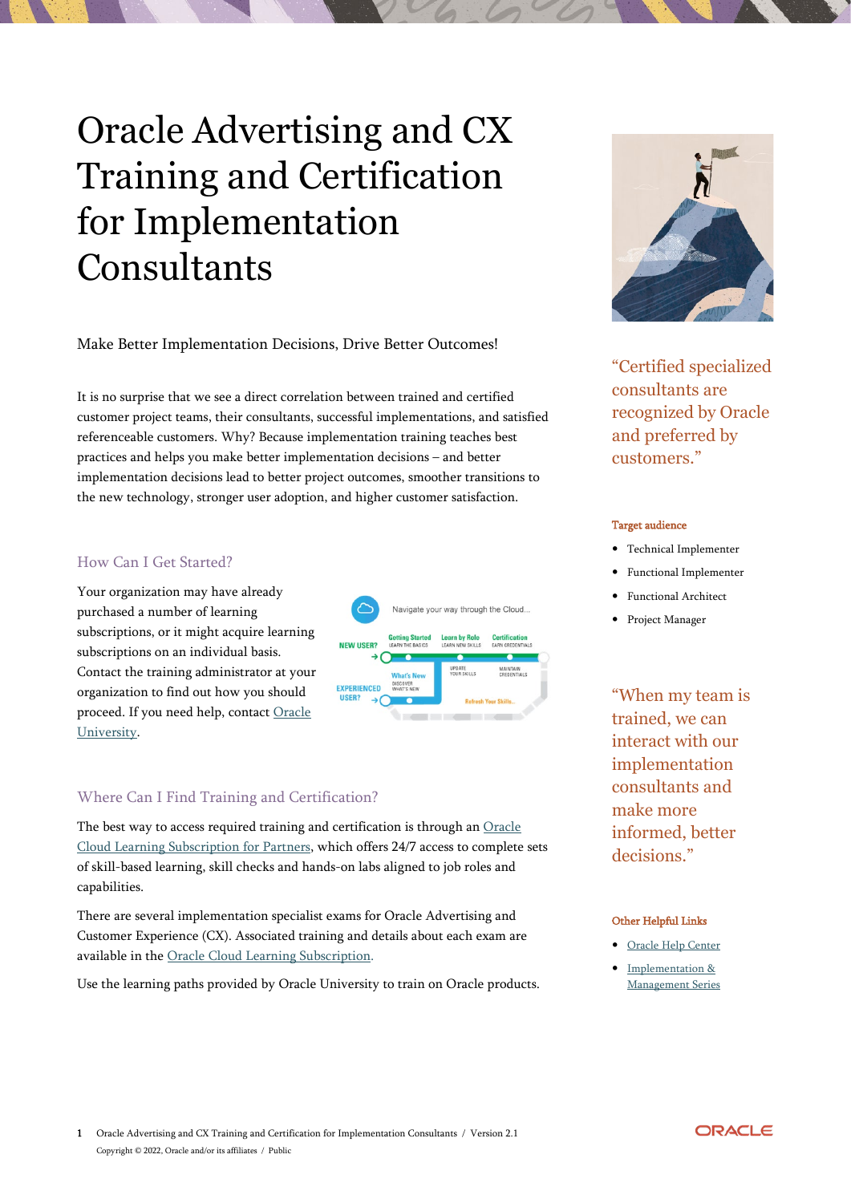# Oracle Advertising and CX Training and Certification for Implementation Consultants

Make Better Implementation Decisions, Drive Better Outcomes!

It is no surprise that we see a direct correlation between trained and certified customer project teams, their consultants, successful implementations, and satisfied referenceable customers. Why? Because implementation training teaches best practices and helps you make better implementation decisions – and better implementation decisions lead to better project outcomes, smoother transitions to the new technology, stronger user adoption, and higher customer satisfaction.

## How Can I Get Started?

Your organization may have already purchased a number of learning subscriptions, or it might acquire learning subscriptions on an individual basis. Contact the training administrator at your organization to find out how you should proceed. If you need help, contact Oracle University.

## Where Can I Find Training and Certification?

The best way to access required training and certification is through an Oracle Cloud Learning Subscription for Partners, which offers 24/7 access to complete sets of skill-based learning, skill checks and hands-on labs aligned to job roles and capabilities.

There are several implementation specialist exams for Oracle Advertising and Customer Experience (CX). Associated training and details about each exam are available in the Oracle Cloud Learning Subscription.

Use the learning paths provided by Oracle University to train on Oracle products.

"Certified specialized consultants are recognized by Oracle and preferred by customers."

**Target audience**

- Technical Implementer
- Functional Implementer
- Functional Architect
- Project Manager

"When my team is trained, we can interact with our implementation consultants and make more informed, better decisions."

**Other Helpful Links**

- Oracle Help Center
- Implementation & Management Series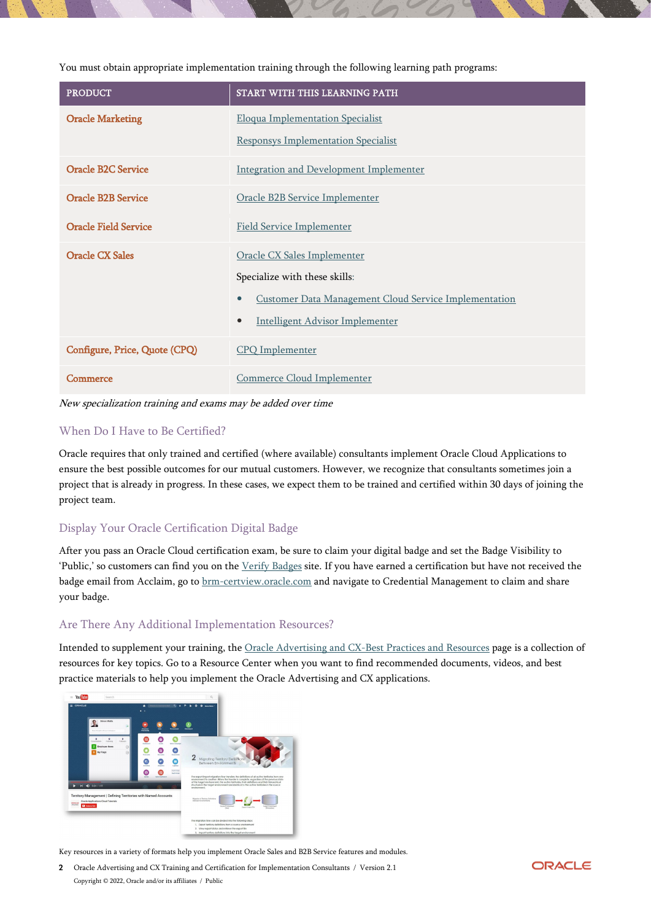You must obtain appropriate implementation training through the following learning path programs:

| PRODUCT | START WITH THIS LEARNING PATH |
| --- | --- |
| Oracle Marketing | Eloqua Implementation Specialist<br>Responsys Implementation Specialist |
| Oracle B2C Service | Integration and Development Implementer |
| Oracle B2B Service | Oracle B2B Service Implementer |
| Oracle Field Service | Field Service Implementer |
| Oracle CX Sales | Oracle CX Sales Implementer<br>Specialize with these skills:<br>• Customer Data Management Cloud Service Implementation<br>• Intelligent Advisor Implementer |
| Configure, Price, Quote (CPQ) | CPQ Implementer |
| Commerce | Commerce Cloud Implementer |

*New specialization training and exams may be added over time*

## When Do I Have to Be Certified?

Oracle requires that only trained and certified (where available) consultants implement Oracle Cloud Applications to ensure the best possible outcomes for our mutual customers. However, we recognize that consultants sometimes join a project that is already in progress. In these cases, we expect them to be trained and certified within 30 days of joining the project team.

## Display Your Oracle Certification Digital Badge

After you pass an Oracle Cloud certification exam, be sure to claim your digital badge and set the Badge Visibility to 'Public,' so customers can find you on the Verify Badges site. If you have earned a certification but have not received the badge email from Acclaim, go to brm-certview.oracle.com and navigate to Credential Management to claim and share your badge.

## Are There Any Additional Implementation Resources?

Intended to supplement your training, the Oracle Advertising and CX-Best Practices and Resources page is a collection of resources for key topics. Go to a Resource Center when you want to find recommended documents, videos, and best practice materials to help you implement the Oracle Advertising and CX applications.

Key resources in a variety of formats help you implement Oracle Sales and B2B Service features and modules.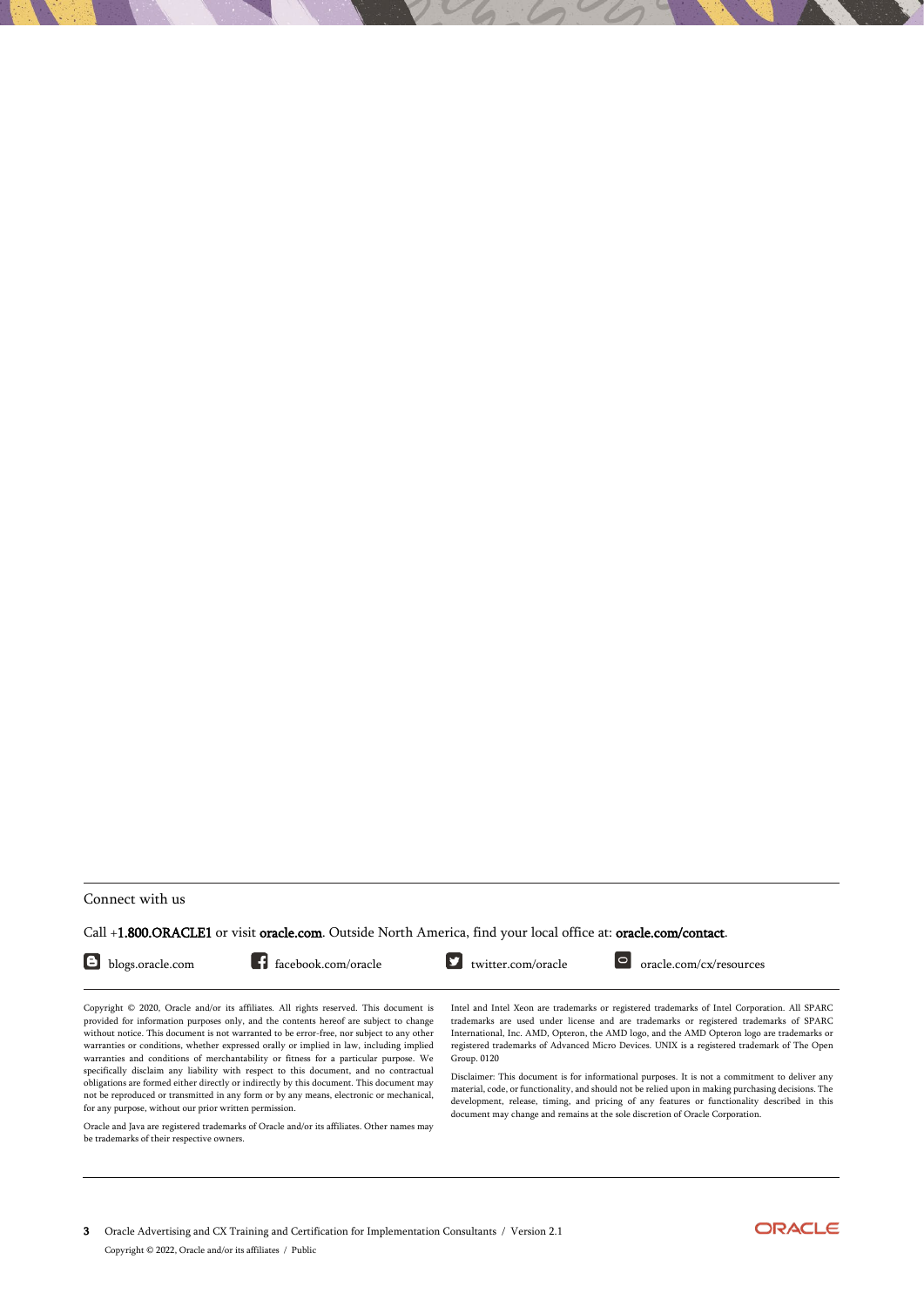Connect with us

Call +**1.800.ORACLE1** or visit **oracle.com**. Outside North America, find your local office at: **oracle.com/contact**.

blogs.oracle.com facebook.com/oracle twitter.com/oracle oracle.com/cx/resources

Copyright © 2020, Oracle and/or its affiliates. All rights reserved. This document is provided for information purposes only, and the contents hereof are subject to change without notice. This document is not warranted to be error-free, nor subject to any other warranties or conditions, whether expressed orally or implied in law, including implied warranties and conditions of merchantability or fitness for a particular purpose. We specifically disclaim any liability with respect to this document, and no contractual obligations are formed either directly or indirectly by this document. This document may not be reproduced or transmitted in any form or by any means, electronic or mechanical, for any purpose, without our prior written permission.

Oracle and Java are registered trademarks of Oracle and/or its affiliates. Other names may be trademarks of their respective owners.

Intel and Intel Xeon are trademarks or registered trademarks of Intel Corporation. All SPARC trademarks are used under license and are trademarks or registered trademarks of SPARC International, Inc. AMD, Opteron, the AMD logo, and the AMD Opteron logo are trademarks or registered trademarks of Advanced Micro Devices. UNIX is a registered trademark of The Open Group. 0120

Disclaimer: This document is for informational purposes. It is not a commitment to deliver any material, code, or functionality, and should not be relied upon in making purchasing decisions. The development, release, timing, and pricing of any features or functionality described in this document may change and remains at the sole discretion of Oracle Corporation.